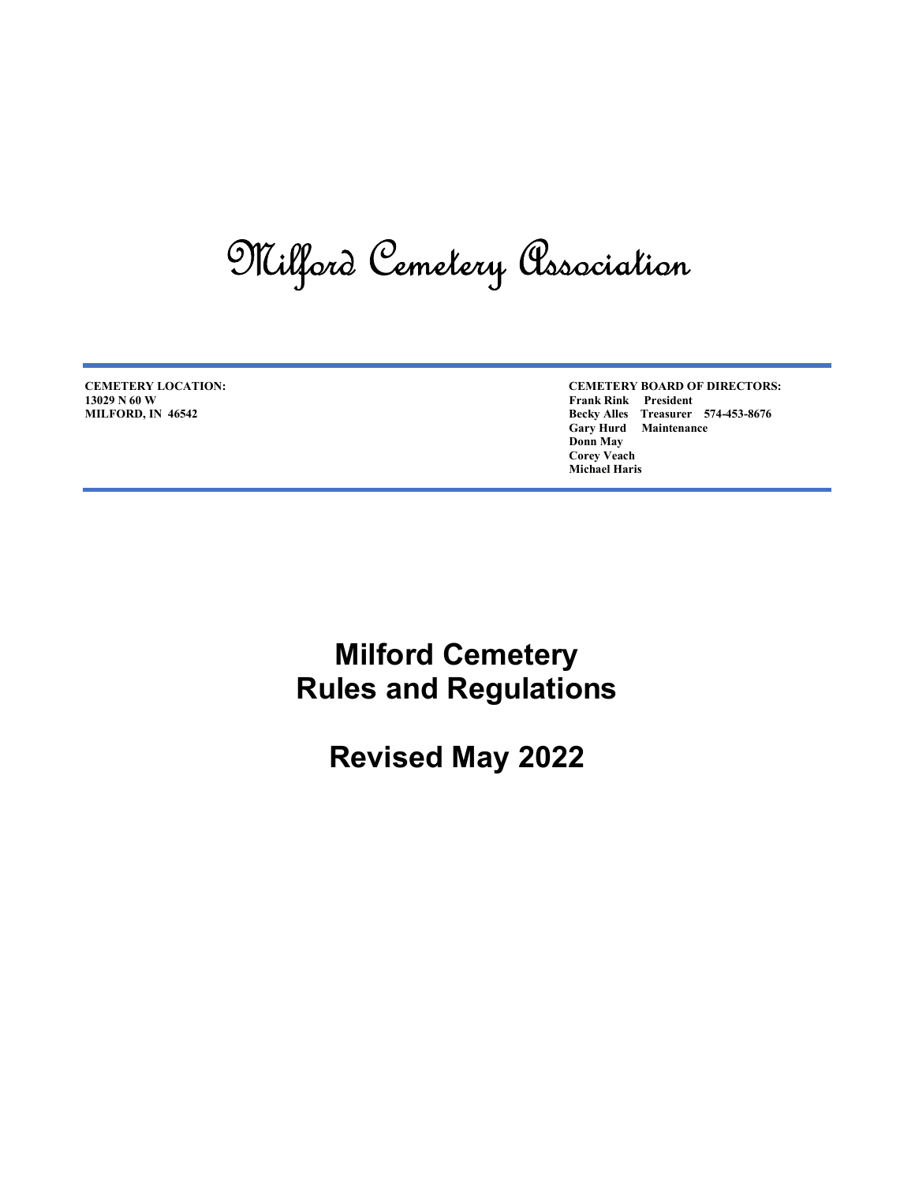# Milford Cemetery Association

**CEMETERY LOCATION:**
**13029 N 60 W**
**MILFORD, IN 46542**

**CEMETERY BOARD OF DIRECTORS:**
**Frank Rink President**
**Becky Alles Treasurer 574-453-8676**
**Gary Hurd Maintenance**
**Donn May**
**Corey Veach**
**Michael Haris**

## Milford Cemetery
## Rules and Regulations

## Revised May 2022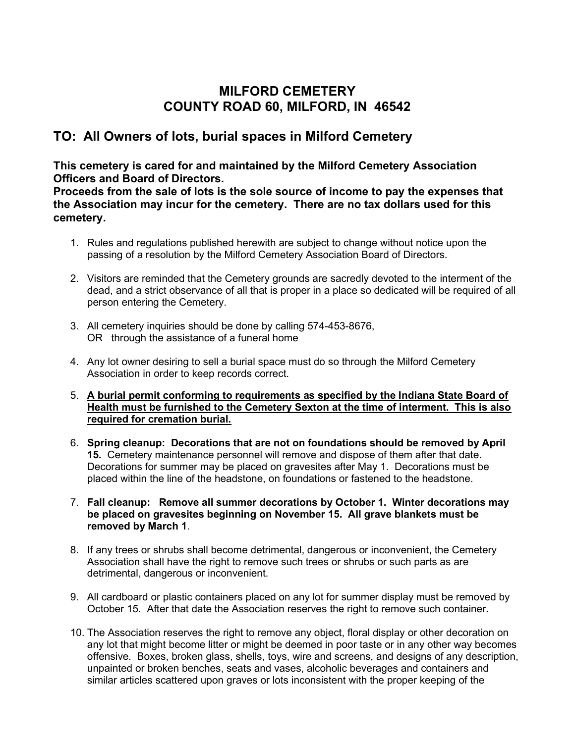## MILFORD CEMETERY
## COUNTY ROAD 60, MILFORD, IN 46542

## TO: All Owners of lots, burial spaces in Milford Cemetery

**This cemetery is cared for and maintained by the Milford Cemetery Association Officers and Board of Directors.**
**Proceeds from the sale of lots is the sole source of income to pay the expenses that the Association may incur for the cemetery. There are no tax dollars used for this cemetery.**

1. Rules and regulations published herewith are subject to change without notice upon the passing of a resolution by the Milford Cemetery Association Board of Directors.

2. Visitors are reminded that the Cemetery grounds are sacredly devoted to the interment of the dead, and a strict observance of all that is proper in a place so dedicated will be required of all person entering the Cemetery.

3. All cemetery inquiries should be done by calling 574-453-8676,
   OR through the assistance of a funeral home

4. Any lot owner desiring to sell a burial space must do so through the Milford Cemetery Association in order to keep records correct.

5. **<u>A burial permit conforming to requirements as specified by the Indiana State Board of Health must be furnished to the Cemetery Sexton at the time of interment. This is also required for cremation burial.</u>**

6. **Spring cleanup: Decorations that are not on foundations should be removed by April 15.** Cemetery maintenance personnel will remove and dispose of them after that date. Decorations for summer may be placed on gravesites after May 1. Decorations must be placed within the line of the headstone, on foundations or fastened to the headstone.

7. **Fall cleanup: Remove all summer decorations by October 1. Winter decorations may be placed on gravesites beginning on November 15. All grave blankets must be removed by March 1**.

8. If any trees or shrubs shall become detrimental, dangerous or inconvenient, the Cemetery Association shall have the right to remove such trees or shrubs or such parts as are detrimental, dangerous or inconvenient.

9. All cardboard or plastic containers placed on any lot for summer display must be removed by October 15. After that date the Association reserves the right to remove such container.

10. The Association reserves the right to remove any object, floral display or other decoration on any lot that might become litter or might be deemed in poor taste or in any other way becomes offensive. Boxes, broken glass, shells, toys, wire and screens, and designs of any description, unpainted or broken benches, seats and vases, alcoholic beverages and containers and similar articles scattered upon graves or lots inconsistent with the proper keeping of the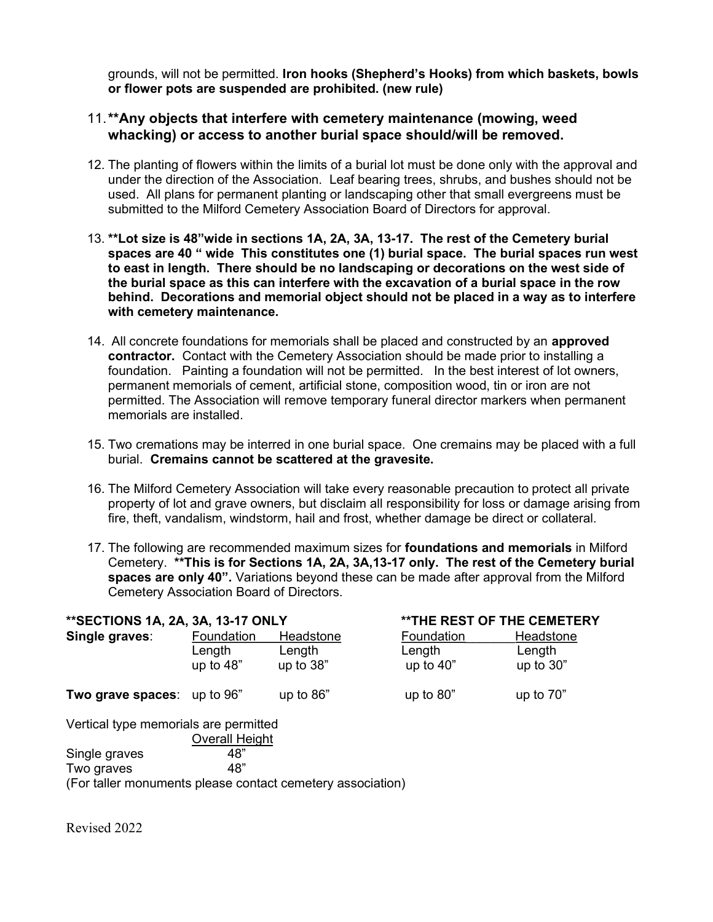grounds, will not be permitted. **Iron hooks (Shepherd's Hooks) from which baskets, bowls or flower pots are suspended are prohibited. (new rule)**

11. **\*\*Any objects that interfere with cemetery maintenance (mowing, weed whacking) or access to another burial space should/will be removed.**

12. The planting of flowers within the limits of a burial lot must be done only with the approval and under the direction of the Association. Leaf bearing trees, shrubs, and bushes should not be used. All plans for permanent planting or landscaping other that small evergreens must be submitted to the Milford Cemetery Association Board of Directors for approval.

13. **\*\*Lot size is 48"wide in sections 1A, 2A, 3A, 13-17. The rest of the Cemetery burial spaces are 40 " wide This constitutes one (1) burial space. The burial spaces run west to east in length. There should be no landscaping or decorations on the west side of the burial space as this can interfere with the excavation of a burial space in the row behind. Decorations and memorial object should not be placed in a way as to interfere with cemetery maintenance.**

14. All concrete foundations for memorials shall be placed and constructed by an **approved contractor.** Contact with the Cemetery Association should be made prior to installing a foundation. Painting a foundation will not be permitted. In the best interest of lot owners, permanent memorials of cement, artificial stone, composition wood, tin or iron are not permitted. The Association will remove temporary funeral director markers when permanent memorials are installed.

15. Two cremations may be interred in one burial space. One cremains may be placed with a full burial. **Cremains cannot be scattered at the gravesite.**

16. The Milford Cemetery Association will take every reasonable precaution to protect all private property of lot and grave owners, but disclaim all responsibility for loss or damage arising from fire, theft, vandalism, windstorm, hail and frost, whether damage be direct or collateral.

17. The following are recommended maximum sizes for **foundations and memorials** in Milford Cemetery. **\*\*This is for Sections 1A, 2A, 3A,13-17 only. The rest of the Cemetery burial spaces are only 40".** Variations beyond these can be made after approval from the Milford Cemetery Association Board of Directors.

| | **\*\*SECTIONS 1A, 2A, 3A, 13-17 ONLY** | | **\*\*THE REST OF THE CEMETERY** | |
|---|---|---|---|---|
| | Foundation Length | Headstone Length | Foundation Length | Headstone Length |
| **Single graves**: | up to 48" | up to 38" | up to 40" | up to 30" |
| **Two grave spaces**: | up to 96" | up to 86" | up to 80" | up to 70" |

Vertical type memorials are permitted

| | Overall Height |
|---|---|
| Single graves | 48" |
| Two graves | 48" |

(For taller monuments please contact cemetery association)

Revised 2022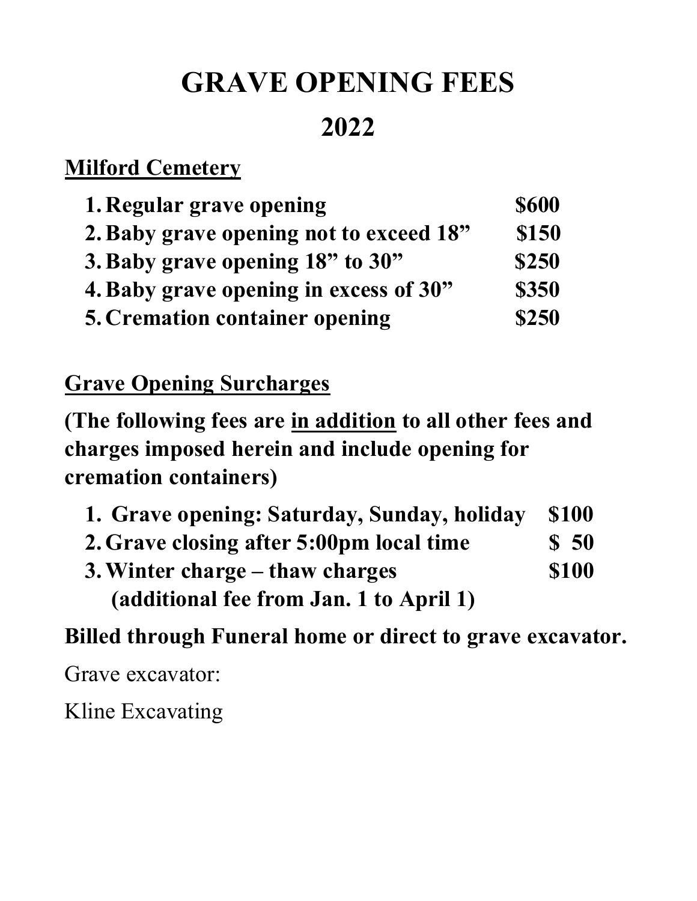# GRAVE OPENING FEES

## 2022

**Milford Cemetery**

| | |
|---|---|
| **1. Regular grave opening** | **$600** |
| **2. Baby grave opening not to exceed 18”** | **$150** |
| **3. Baby grave opening 18” to 30”** | **$250** |
| **4. Baby grave opening in excess of 30”** | **$350** |
| **5. Cremation container opening** | **$250** |

**Grave Opening Surcharges**

**(The following fees are in addition to all other fees and charges imposed herein and include opening for cremation containers)**

| | |
|---|---|
| **1. Grave opening: Saturday, Sunday, holiday** | **$100** |
| **2. Grave closing after 5:00pm local time** | **$ 50** |
| **3. Winter charge – thaw charges (additional fee from Jan. 1 to April 1)** | **$100** |

**Billed through Funeral home or direct to grave excavator.**

Grave excavator:

Kline Excavating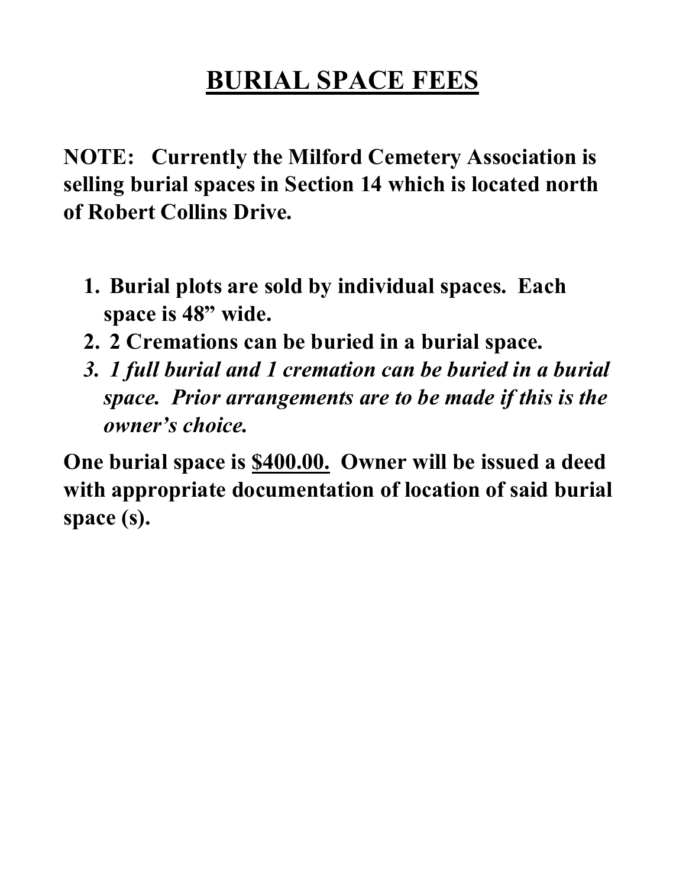# BURIAL SPACE FEES

**NOTE: Currently the Milford Cemetery Association is selling burial spaces in Section 14 which is located north of Robert Collins Drive.**

1. **Burial plots are sold by individual spaces. Each space is 48" wide.**
2. **2 Cremations can be buried in a burial space.**
3. ***1 full burial and 1 cremation can be buried in a burial space. Prior arrangements are to be made if this is the owner's choice.***

**One burial space is <u>$400.00.</u> Owner will be issued a deed with appropriate documentation of location of said burial space (s).**